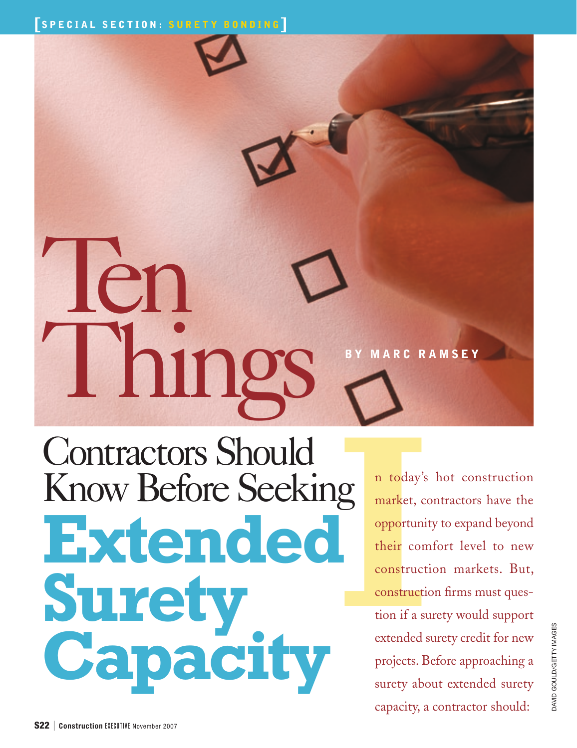[SPECIAL SECTION: SURETY BONDING]

# Ten Things Contractors Should Know Before Seeking Extended Surety Capacity

BY MARC RAMSEY

In today's hot construction market, contractors have the opportunity to expand beyond their comfort level to new construction markets. But, construction firms must question if a surety would support extended surety credit for new projects. Before approaching a surety about extended surety capacity, a contractor should:

DAVID GOULD/GETTY IMAGES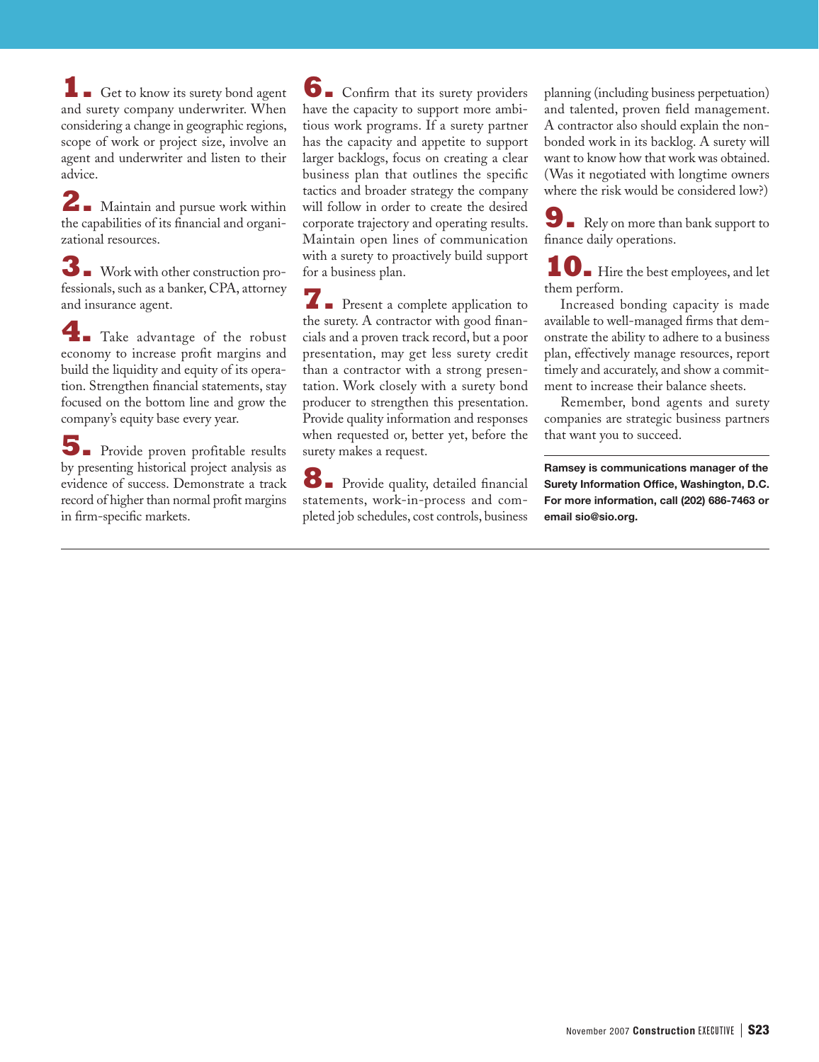**1.** Get to know its surety bond agent and surety company underwriter. When considering a change in geographic regions, scope of work or project size, involve an agent and underwriter and listen to their advice.

**2.** Maintain and pursue work within the capabilities of its financial and organizational resources.

**3.** Work with other construction professionals, such as a banker, CPA, attorney and insurance agent.

**4.** Take advantage of the robust economy to increase profit margins and build the liquidity and equity of its operation. Strengthen financial statements, stay focused on the bottom line and grow the company's equity base every year.

**5.** Provide proven profitable results by presenting historical project analysis as evidence of success. Demonstrate a track record of higher than normal profit margins in firm-specific markets.

**6.** Confirm that its surety providers have the capacity to support more ambitious work programs. If a surety partner has the capacity and appetite to support larger backlogs, focus on creating a clear business plan that outlines the specific tactics and broader strategy the company will follow in order to create the desired corporate trajectory and operating results. Maintain open lines of communication with a surety to proactively build support for a business plan.

**7.** Present a complete application to the surety. A contractor with good financials and a proven track record, but a poor presentation, may get less surety credit than a contractor with a strong presentation. Work closely with a surety bond producer to strengthen this presentation. Provide quality information and responses when requested or, better yet, before the surety makes a request.

**8.** Provide quality, detailed financial statements, work-in-process and completed job schedules, cost controls, business planning (including business perpetuation) and talented, proven field management. A contractor also should explain the non-bonded work in its backlog. A surety will want to know how that work was obtained. (Was it negotiated with longtime owners where the risk would be considered low?)

**9.** Rely on more than bank support to finance daily operations.

**10.** Hire the best employees, and let them perform.

Increased bonding capacity is made available to well-managed firms that demonstrate the ability to adhere to a business plan, effectively manage resources, report timely and accurately, and show a commitment to increase their balance sheets.

Remember, bond agents and surety companies are strategic business partners that want you to succeed.

---

**Ramsey is communications manager of the Surety Information Office, Washington, D.C. For more information, call (202) 686-7463 or email sio@sio.org.**